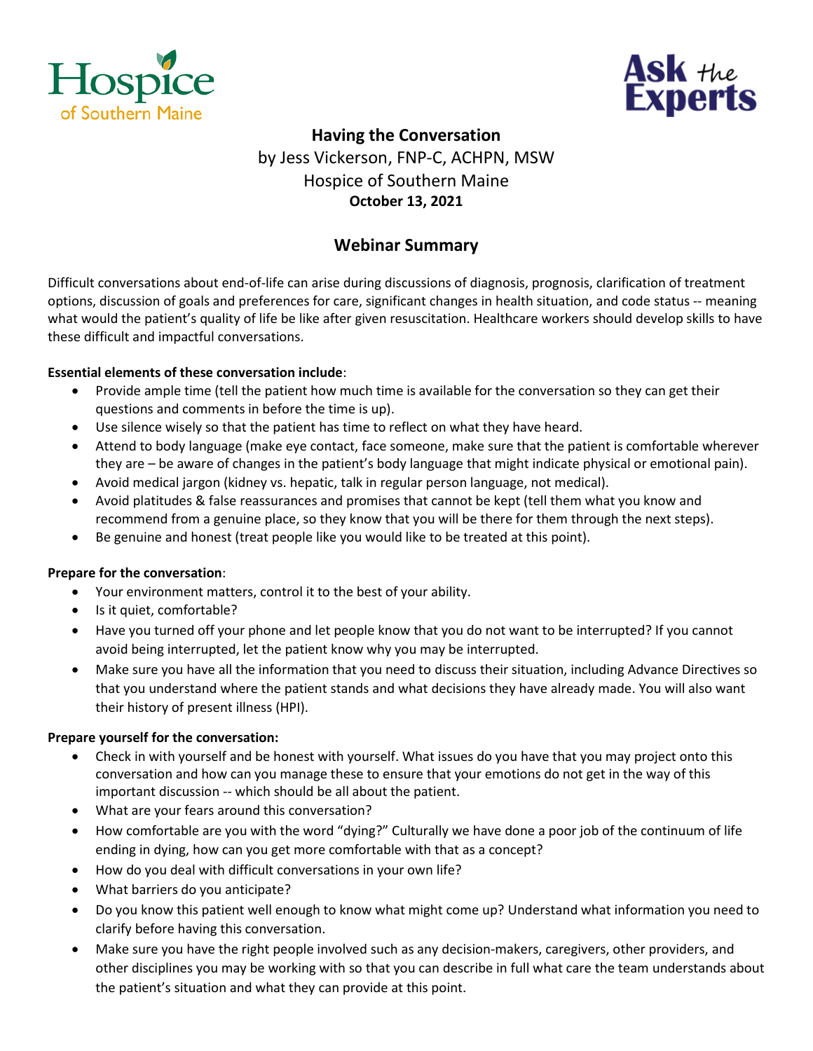Hospice of Southern Maine

Ask the Experts

# Having the Conversation

by Jess Vickerson, FNP-C, ACHPN, MSW
Hospice of Southern Maine
**October 13, 2021**

## Webinar Summary

Difficult conversations about end-of-life can arise during discussions of diagnosis, prognosis, clarification of treatment options, discussion of goals and preferences for care, significant changes in health situation, and code status -- meaning what would the patient's quality of life be like after given resuscitation. Healthcare workers should develop skills to have these difficult and impactful conversations.

**Essential elements of these conversation include**:

- Provide ample time (tell the patient how much time is available for the conversation so they can get their questions and comments in before the time is up).
- Use silence wisely so that the patient has time to reflect on what they have heard.
- Attend to body language (make eye contact, face someone, make sure that the patient is comfortable wherever they are – be aware of changes in the patient's body language that might indicate physical or emotional pain).
- Avoid medical jargon (kidney vs. hepatic, talk in regular person language, not medical).
- Avoid platitudes & false reassurances and promises that cannot be kept (tell them what you know and recommend from a genuine place, so they know that you will be there for them through the next steps).
- Be genuine and honest (treat people like you would like to be treated at this point).

**Prepare for the conversation**:

- Your environment matters, control it to the best of your ability.
- Is it quiet, comfortable?
- Have you turned off your phone and let people know that you do not want to be interrupted? If you cannot avoid being interrupted, let the patient know why you may be interrupted.
- Make sure you have all the information that you need to discuss their situation, including Advance Directives so that you understand where the patient stands and what decisions they have already made. You will also want their history of present illness (HPI).

**Prepare yourself for the conversation:**

- Check in with yourself and be honest with yourself. What issues do you have that you may project onto this conversation and how can you manage these to ensure that your emotions do not get in the way of this important discussion -- which should be all about the patient.
- What are your fears around this conversation?
- How comfortable are you with the word "dying?" Culturally we have done a poor job of the continuum of life ending in dying, how can you get more comfortable with that as a concept?
- How do you deal with difficult conversations in your own life?
- What barriers do you anticipate?
- Do you know this patient well enough to know what might come up? Understand what information you need to clarify before having this conversation.
- Make sure you have the right people involved such as any decision-makers, caregivers, other providers, and other disciplines you may be working with so that you can describe in full what care the team understands about the patient's situation and what they can provide at this point.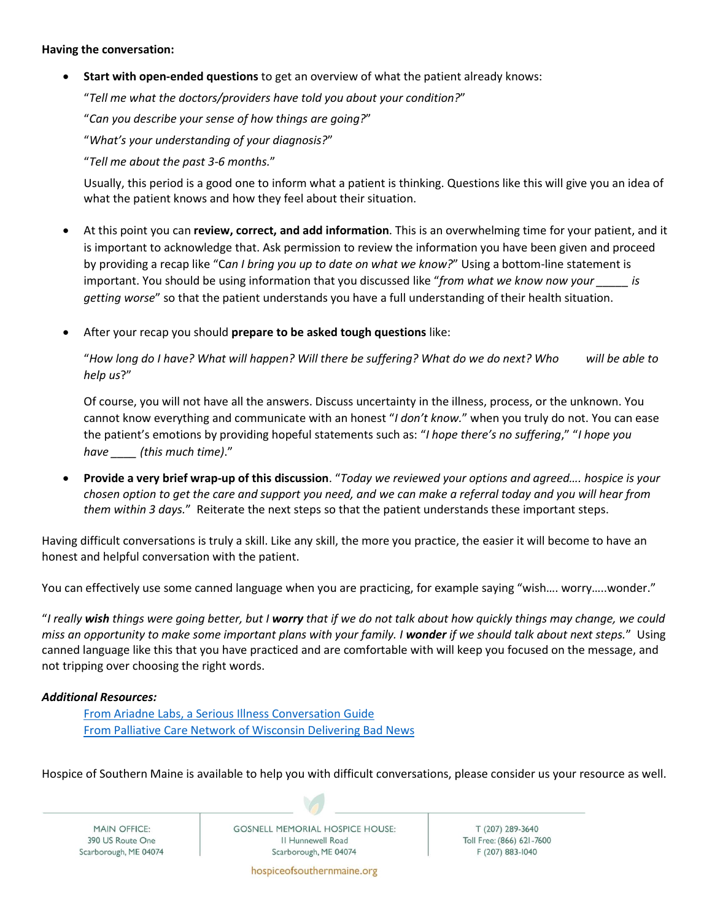**Having the conversation:**

- **Start with open-ended questions** to get an overview of what the patient already knows:

  "*Tell me what the doctors/providers have told you about your condition?*"

  "*Can you describe your sense of how things are going?*"

  "*What's your understanding of your diagnosis?*"

  "*Tell me about the past 3-6 months.*"

  Usually, this period is a good one to inform what a patient is thinking. Questions like this will give you an idea of what the patient knows and how they feel about their situation.

- At this point you can **review, correct, and add information**. This is an overwhelming time for your patient, and it is important to acknowledge that. Ask permission to review the information you have been given and proceed by providing a recap like "*Can I bring you up to date on what we know?*" Using a bottom-line statement is important. You should be using information that you discussed like "*from what we know now your _____ is getting worse*" so that the patient understands you have a full understanding of their health situation.

- After your recap you should **prepare to be asked tough questions** like:

  "*How long do I have? What will happen? Will there be suffering? What do we do next? Who will be able to help us*?"

  Of course, you will not have all the answers. Discuss uncertainty in the illness, process, or the unknown. You cannot know everything and communicate with an honest "*I don't know.*" when you truly do not. You can ease the patient's emotions by providing hopeful statements such as: "*I hope there's no suffering*," "*I hope you have ____ (this much time)*."

- **Provide a very brief wrap-up of this discussion**. "*Today we reviewed your options and agreed…. hospice is your chosen option to get the care and support you need, and we can make a referral today and you will hear from them within 3 days.*" Reiterate the next steps so that the patient understands these important steps.

Having difficult conversations is truly a skill. Like any skill, the more you practice, the easier it will become to have an honest and helpful conversation with the patient.

You can effectively use some canned language when you are practicing, for example saying "wish…. worry…..wonder."

"*I really **wish** things were going better, but I **worry** that if we do not talk about how quickly things may change, we could miss an opportunity to make some important plans with your family. I **wonder** if we should talk about next steps.*" Using canned language like this that you have practiced and are comfortable with will keep you focused on the message, and not tripping over choosing the right words.

***Additional Resources:***

From Ariadne Labs, a Serious Illness Conversation Guide
From Palliative Care Network of Wisconsin Delivering Bad News

Hospice of Southern Maine is available to help you with difficult conversations, please consider us your resource as well.

MAIN OFFICE:
390 US Route One
Scarborough, ME 04074

GOSNELL MEMORIAL HOSPICE HOUSE:
11 Hunnewell Road
Scarborough, ME 04074

T (207) 289-3640
Toll Free: (866) 621-7600
F (207) 883-1040

hospiceofsouthernmaine.org